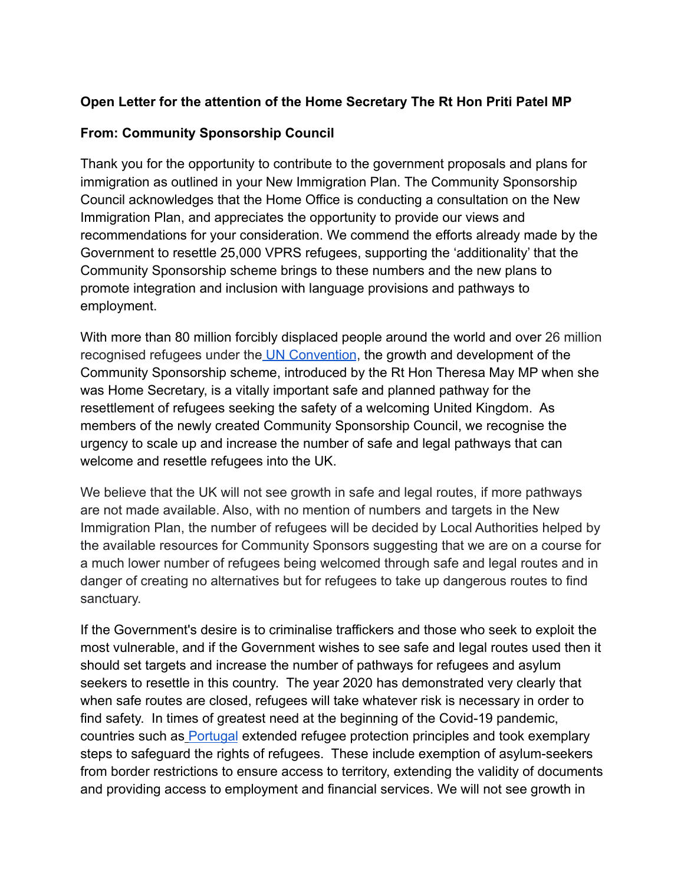**Open Letter for the attention of the Home Secretary The Rt Hon Priti Patel MP**

**From: Community Sponsorship Council**

Thank you for the opportunity to contribute to the government proposals and plans for immigration as outlined in your New Immigration Plan. The Community Sponsorship Council acknowledges that the Home Office is conducting a consultation on the New Immigration Plan, and appreciates the opportunity to provide our views and recommendations for your consideration. We commend the efforts already made by the Government to resettle 25,000 VPRS refugees, supporting the 'additionality' that the Community Sponsorship scheme brings to these numbers and the new plans to promote integration and inclusion with language provisions and pathways to employment.

With more than 80 million forcibly displaced people around the world and over 26 million recognised refugees under the UN Convention, the growth and development of the Community Sponsorship scheme, introduced by the Rt Hon Theresa May MP when she was Home Secretary, is a vitally important safe and planned pathway for the resettlement of refugees seeking the safety of a welcoming United Kingdom. As members of the newly created Community Sponsorship Council, we recognise the urgency to scale up and increase the number of safe and legal pathways that can welcome and resettle refugees into the UK.

We believe that the UK will not see growth in safe and legal routes, if more pathways are not made available. Also, with no mention of numbers and targets in the New Immigration Plan, the number of refugees will be decided by Local Authorities helped by the available resources for Community Sponsors suggesting that we are on a course for a much lower number of refugees being welcomed through safe and legal routes and in danger of creating no alternatives but for refugees to take up dangerous routes to find sanctuary.

If the Government's desire is to criminalise traffickers and those who seek to exploit the most vulnerable, and if the Government wishes to see safe and legal routes used then it should set targets and increase the number of pathways for refugees and asylum seekers to resettle in this country. The year 2020 has demonstrated very clearly that when safe routes are closed, refugees will take whatever risk is necessary in order to find safety. In times of greatest need at the beginning of the Covid-19 pandemic, countries such as Portugal extended refugee protection principles and took exemplary steps to safeguard the rights of refugees. These include exemption of asylum-seekers from border restrictions to ensure access to territory, extending the validity of documents and providing access to employment and financial services. We will not see growth in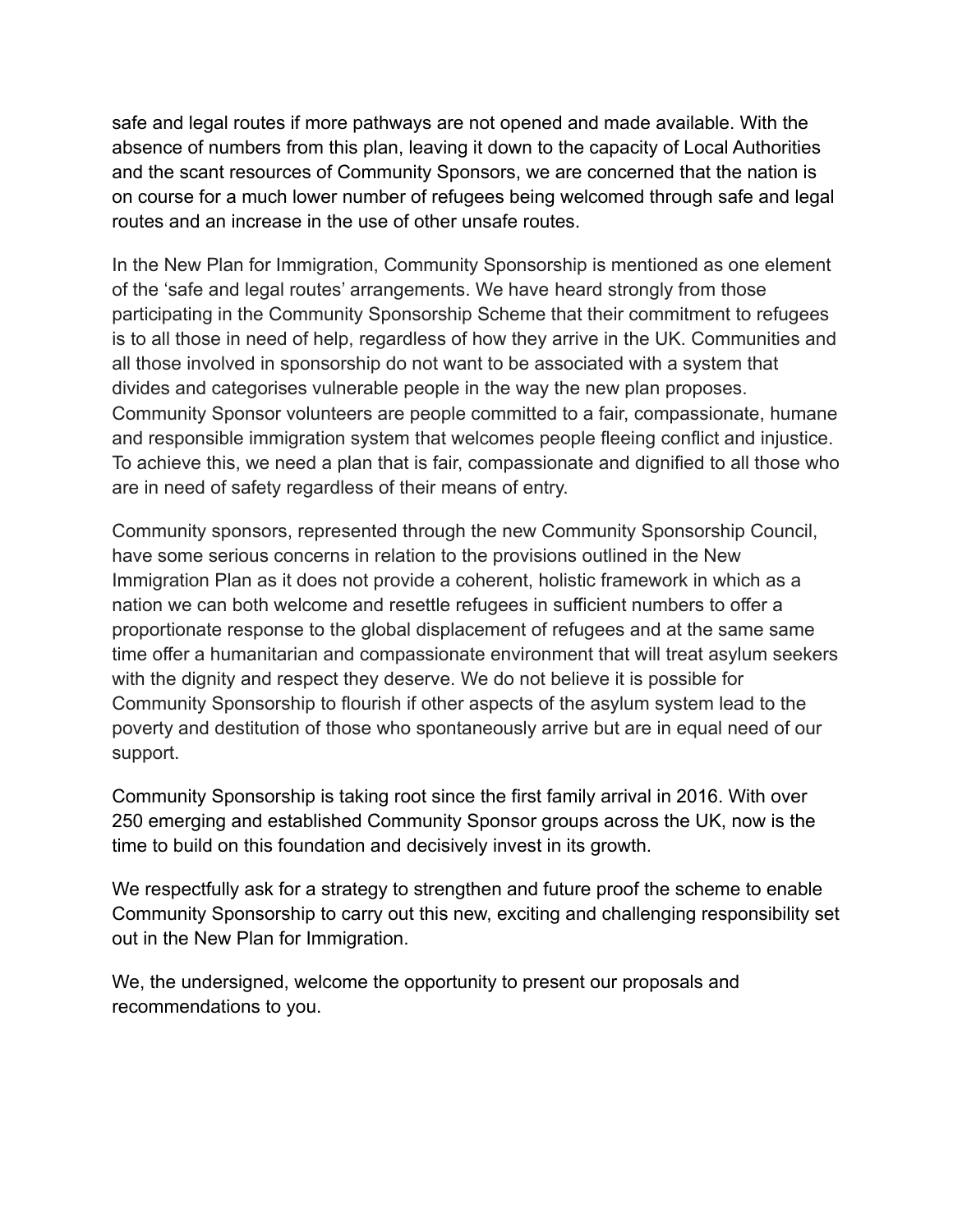safe and legal routes if more pathways are not opened and made available. With the absence of numbers from this plan, leaving it down to the capacity of Local Authorities and the scant resources of Community Sponsors, we are concerned that the nation is on course for a much lower number of refugees being welcomed through safe and legal routes and an increase in the use of other unsafe routes.

In the New Plan for Immigration, Community Sponsorship is mentioned as one element of the 'safe and legal routes' arrangements. We have heard strongly from those participating in the Community Sponsorship Scheme that their commitment to refugees is to all those in need of help, regardless of how they arrive in the UK. Communities and all those involved in sponsorship do not want to be associated with a system that divides and categorises vulnerable people in the way the new plan proposes. Community Sponsor volunteers are people committed to a fair, compassionate, humane and responsible immigration system that welcomes people fleeing conflict and injustice. To achieve this, we need a plan that is fair, compassionate and dignified to all those who are in need of safety regardless of their means of entry.

Community sponsors, represented through the new Community Sponsorship Council, have some serious concerns in relation to the provisions outlined in the New Immigration Plan as it does not provide a coherent, holistic framework in which as a nation we can both welcome and resettle refugees in sufficient numbers to offer a proportionate response to the global displacement of refugees and at the same same time offer a humanitarian and compassionate environment that will treat asylum seekers with the dignity and respect they deserve. We do not believe it is possible for Community Sponsorship to flourish if other aspects of the asylum system lead to the poverty and destitution of those who spontaneously arrive but are in equal need of our support.

Community Sponsorship is taking root since the first family arrival in 2016. With over 250 emerging and established Community Sponsor groups across the UK, now is the time to build on this foundation and decisively invest in its growth.

We respectfully ask for a strategy to strengthen and future proof the scheme to enable Community Sponsorship to carry out this new, exciting and challenging responsibility set out in the New Plan for Immigration.

We, the undersigned, welcome the opportunity to present our proposals and recommendations to you.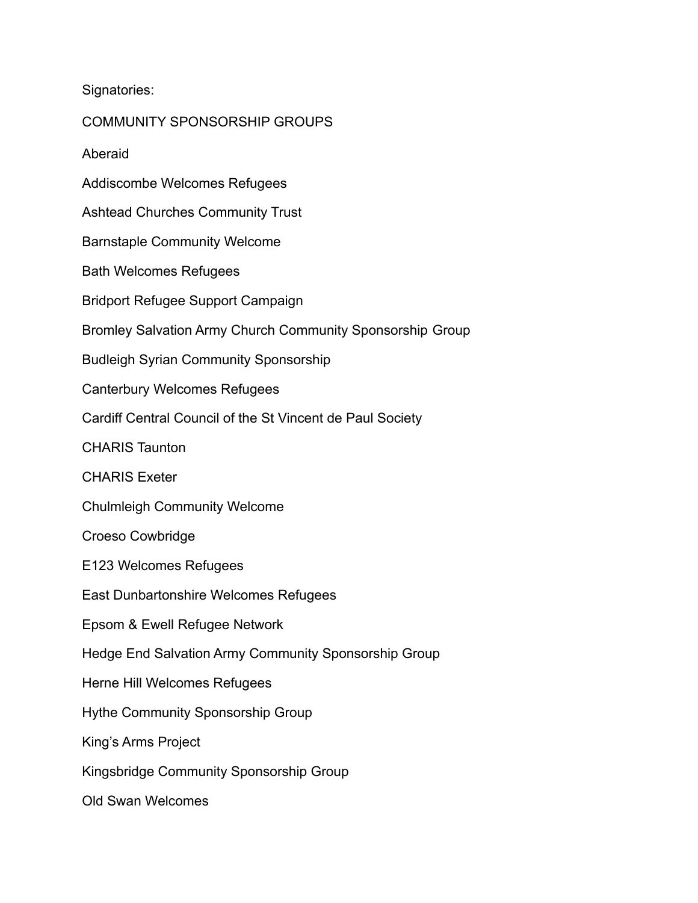Signatories:

COMMUNITY SPONSORSHIP GROUPS

Aberaid

Addiscombe Welcomes Refugees

Ashtead Churches Community Trust

Barnstaple Community Welcome

Bath Welcomes Refugees

Bridport Refugee Support Campaign

Bromley Salvation Army Church Community Sponsorship Group

Budleigh Syrian Community Sponsorship

Canterbury Welcomes Refugees

Cardiff Central Council of the St Vincent de Paul Society

CHARIS Taunton

CHARIS Exeter

Chulmleigh Community Welcome

Croeso Cowbridge

E123 Welcomes Refugees

East Dunbartonshire Welcomes Refugees

Epsom & Ewell Refugee Network

Hedge End Salvation Army Community Sponsorship Group

Herne Hill Welcomes Refugees

Hythe Community Sponsorship Group

King's Arms Project

Kingsbridge Community Sponsorship Group

Old Swan Welcomes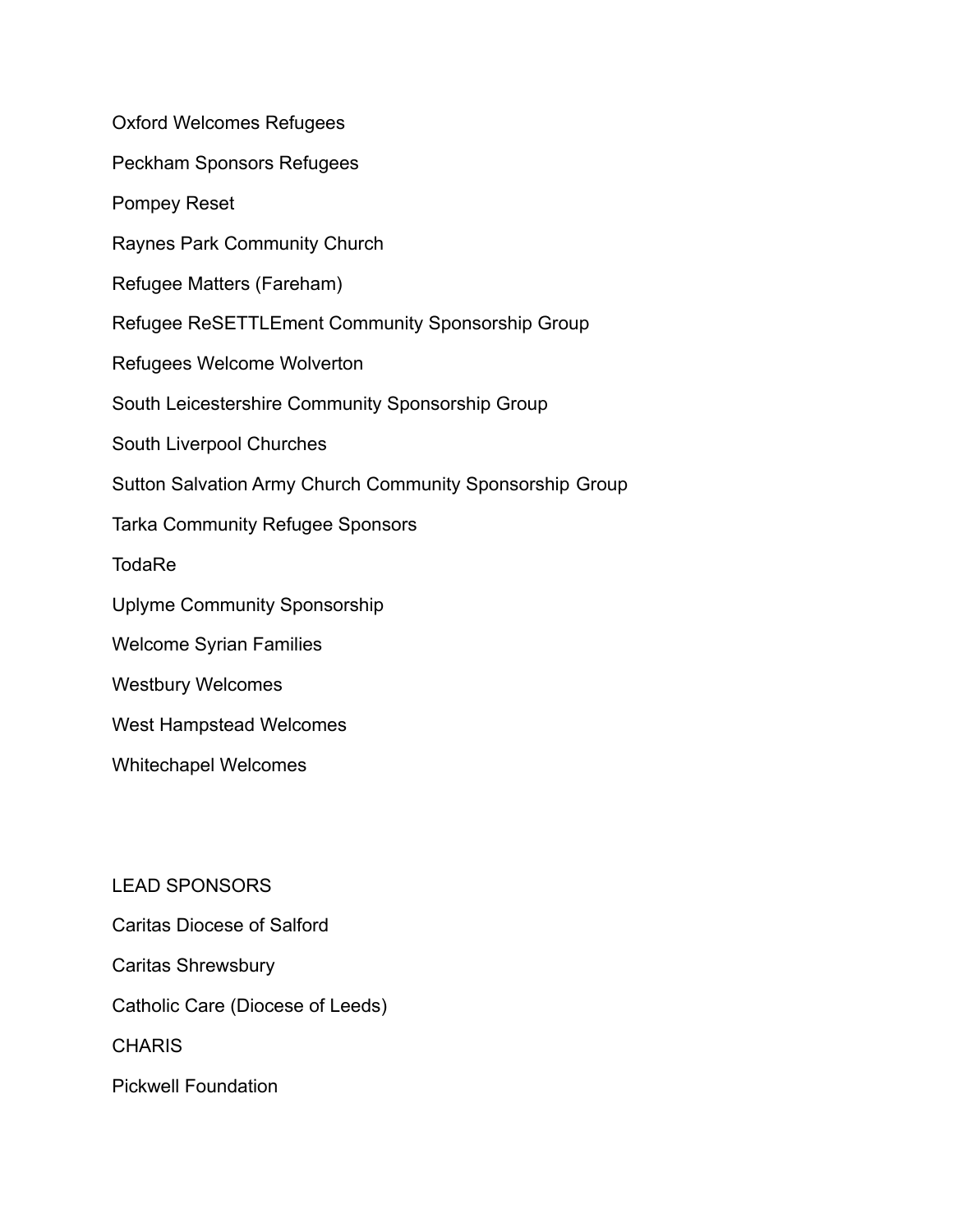Oxford Welcomes Refugees

Peckham Sponsors Refugees

Pompey Reset

Raynes Park Community Church

Refugee Matters (Fareham)

Refugee ReSETTLEment Community Sponsorship Group

Refugees Welcome Wolverton

South Leicestershire Community Sponsorship Group

South Liverpool Churches

Sutton Salvation Army Church Community Sponsorship Group

Tarka Community Refugee Sponsors

TodaRe

Uplyme Community Sponsorship

Welcome Syrian Families

Westbury Welcomes

West Hampstead Welcomes

Whitechapel Welcomes

LEAD SPONSORS

Caritas Diocese of Salford

Caritas Shrewsbury

Catholic Care (Diocese of Leeds)

CHARIS

Pickwell Foundation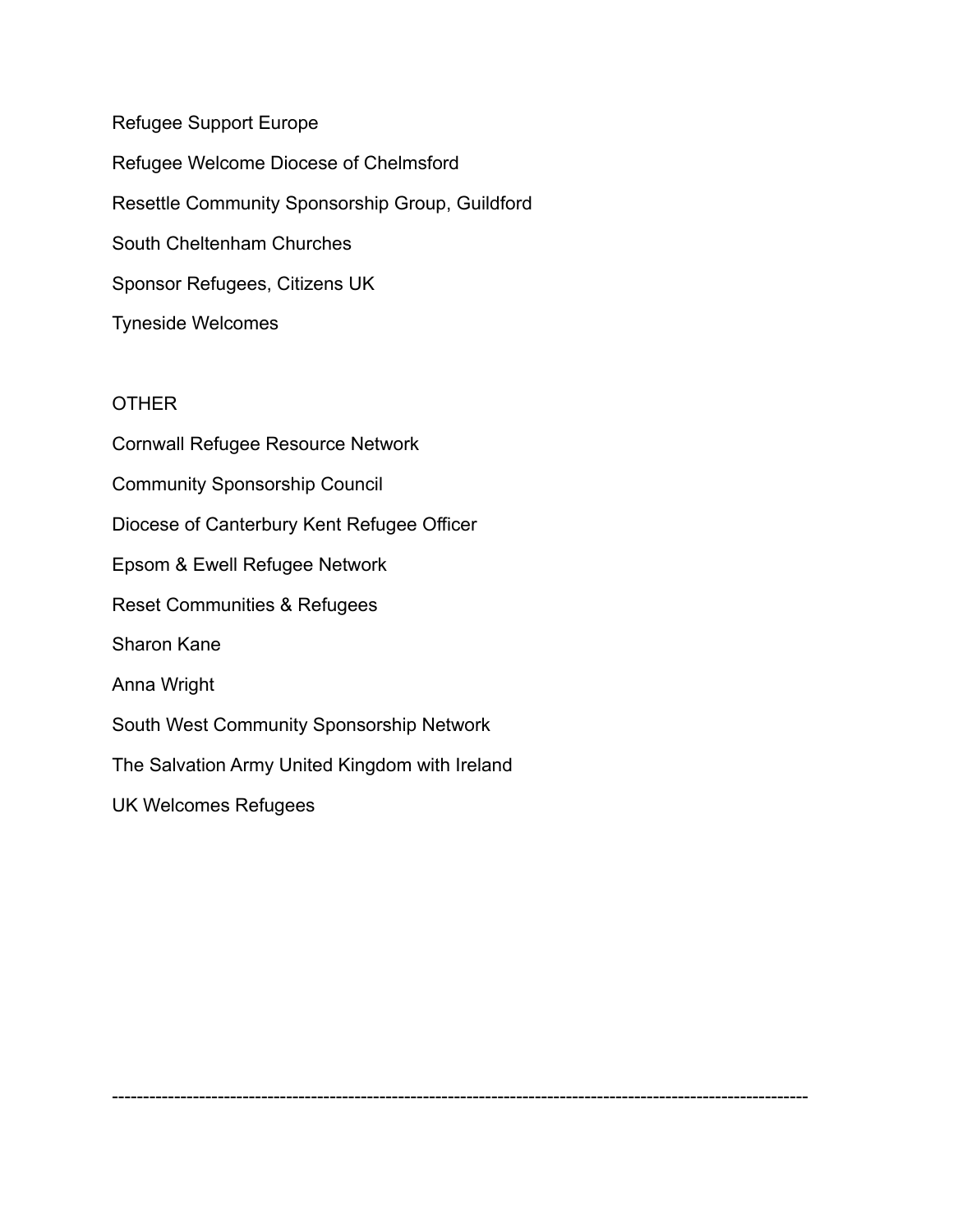Refugee Support Europe

Refugee Welcome Diocese of Chelmsford

Resettle Community Sponsorship Group, Guildford

South Cheltenham Churches

Sponsor Refugees, Citizens UK

Tyneside Welcomes

OTHER

Cornwall Refugee Resource Network

Community Sponsorship Council

Diocese of Canterbury Kent Refugee Officer

Epsom & Ewell Refugee Network

Reset Communities & Refugees

Sharon Kane

Anna Wright

South West Community Sponsorship Network

The Salvation Army United Kingdom with Ireland

UK Welcomes Refugees

---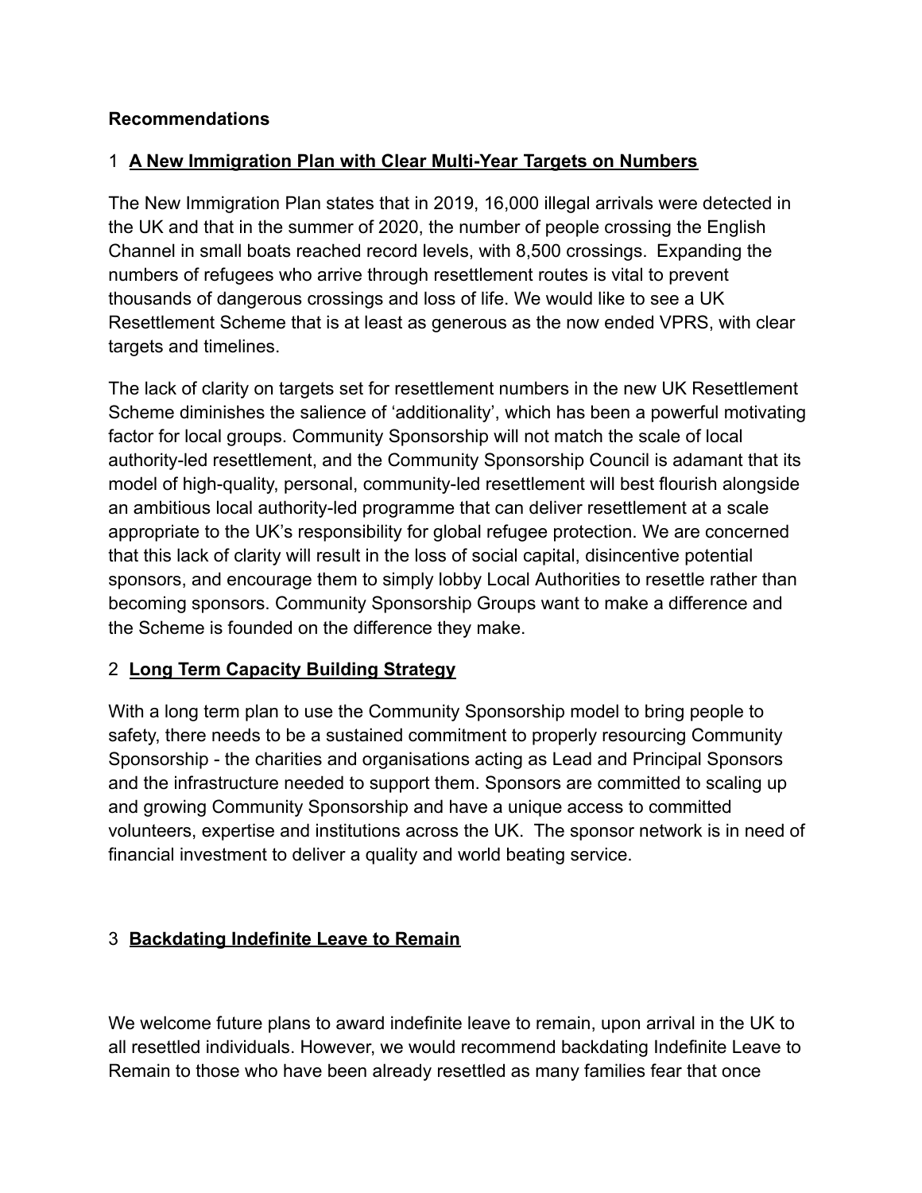**Recommendations**

1 **A New Immigration Plan with Clear Multi-Year Targets on Numbers**

The New Immigration Plan states that in 2019, 16,000 illegal arrivals were detected in the UK and that in the summer of 2020, the number of people crossing the English Channel in small boats reached record levels, with 8,500 crossings. Expanding the numbers of refugees who arrive through resettlement routes is vital to prevent thousands of dangerous crossings and loss of life. We would like to see a UK Resettlement Scheme that is at least as generous as the now ended VPRS, with clear targets and timelines.

The lack of clarity on targets set for resettlement numbers in the new UK Resettlement Scheme diminishes the salience of 'additionality', which has been a powerful motivating factor for local groups. Community Sponsorship will not match the scale of local authority-led resettlement, and the Community Sponsorship Council is adamant that its model of high-quality, personal, community-led resettlement will best flourish alongside an ambitious local authority-led programme that can deliver resettlement at a scale appropriate to the UK's responsibility for global refugee protection. We are concerned that this lack of clarity will result in the loss of social capital, disincentive potential sponsors, and encourage them to simply lobby Local Authorities to resettle rather than becoming sponsors. Community Sponsorship Groups want to make a difference and the Scheme is founded on the difference they make.

2 **Long Term Capacity Building Strategy**

With a long term plan to use the Community Sponsorship model to bring people to safety, there needs to be a sustained commitment to properly resourcing Community Sponsorship - the charities and organisations acting as Lead and Principal Sponsors and the infrastructure needed to support them. Sponsors are committed to scaling up and growing Community Sponsorship and have a unique access to committed volunteers, expertise and institutions across the UK. The sponsor network is in need of financial investment to deliver a quality and world beating service.

3 **Backdating Indefinite Leave to Remain**

We welcome future plans to award indefinite leave to remain, upon arrival in the UK to all resettled individuals. However, we would recommend backdating Indefinite Leave to Remain to those who have been already resettled as many families fear that once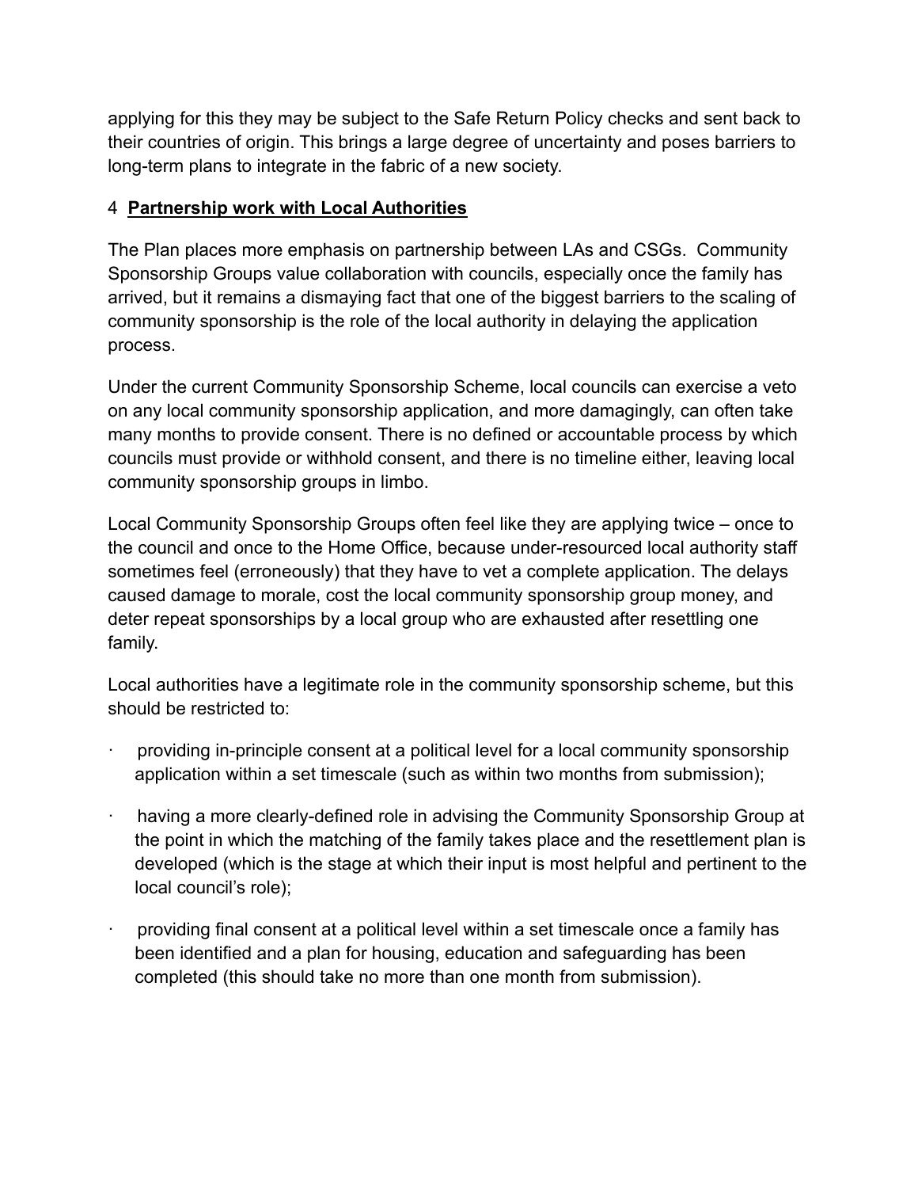applying for this they may be subject to the Safe Return Policy checks and sent back to their countries of origin. This brings a large degree of uncertainty and poses barriers to long-term plans to integrate in the fabric of a new society.

## 4 **Partnership work with Local Authorities**

The Plan places more emphasis on partnership between LAs and CSGs. Community Sponsorship Groups value collaboration with councils, especially once the family has arrived, but it remains a dismaying fact that one of the biggest barriers to the scaling of community sponsorship is the role of the local authority in delaying the application process.

Under the current Community Sponsorship Scheme, local councils can exercise a veto on any local community sponsorship application, and more damagingly, can often take many months to provide consent. There is no defined or accountable process by which councils must provide or withhold consent, and there is no timeline either, leaving local community sponsorship groups in limbo.

Local Community Sponsorship Groups often feel like they are applying twice – once to the council and once to the Home Office, because under-resourced local authority staff sometimes feel (erroneously) that they have to vet a complete application. The delays caused damage to morale, cost the local community sponsorship group money, and deter repeat sponsorships by a local group who are exhausted after resettling one family.

Local authorities have a legitimate role in the community sponsorship scheme, but this should be restricted to:

- providing in-principle consent at a political level for a local community sponsorship application within a set timescale (such as within two months from submission);
- having a more clearly-defined role in advising the Community Sponsorship Group at the point in which the matching of the family takes place and the resettlement plan is developed (which is the stage at which their input is most helpful and pertinent to the local council's role);
- providing final consent at a political level within a set timescale once a family has been identified and a plan for housing, education and safeguarding has been completed (this should take no more than one month from submission).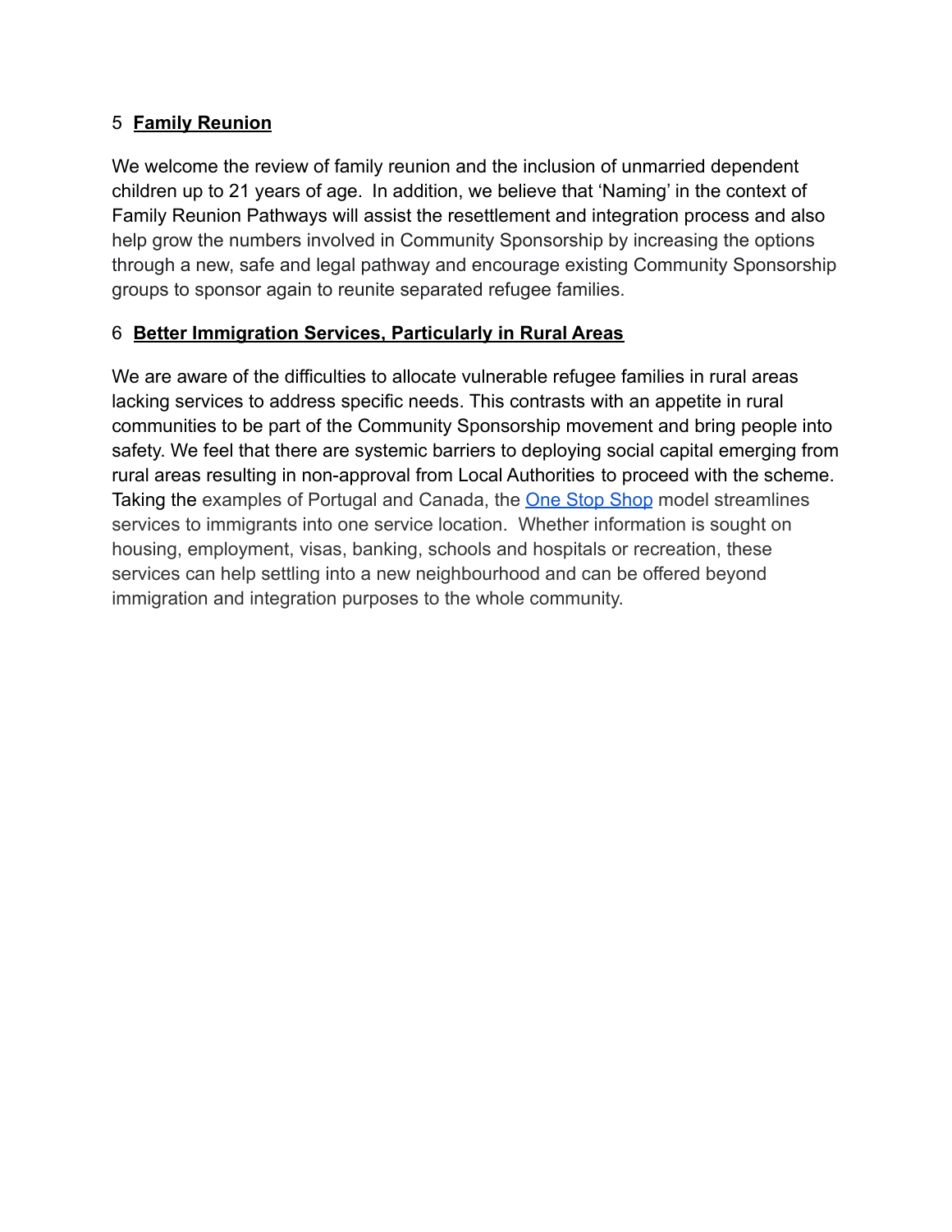## 5 **Family Reunion**

We welcome the review of family reunion and the inclusion of unmarried dependent children up to 21 years of age. In addition, we believe that 'Naming' in the context of Family Reunion Pathways will assist the resettlement and integration process and also help grow the numbers involved in Community Sponsorship by increasing the options through a new, safe and legal pathway and encourage existing Community Sponsorship groups to sponsor again to reunite separated refugee families.

## 6 **Better Immigration Services, Particularly in Rural Areas**

We are aware of the difficulties to allocate vulnerable refugee families in rural areas lacking services to address specific needs. This contrasts with an appetite in rural communities to be part of the Community Sponsorship movement and bring people into safety. We feel that there are systemic barriers to deploying social capital emerging from rural areas resulting in non-approval from Local Authorities to proceed with the scheme. Taking the examples of Portugal and Canada, the One Stop Shop model streamlines services to immigrants into one service location. Whether information is sought on housing, employment, visas, banking, schools and hospitals or recreation, these services can help settling into a new neighbourhood and can be offered beyond immigration and integration purposes to the whole community.